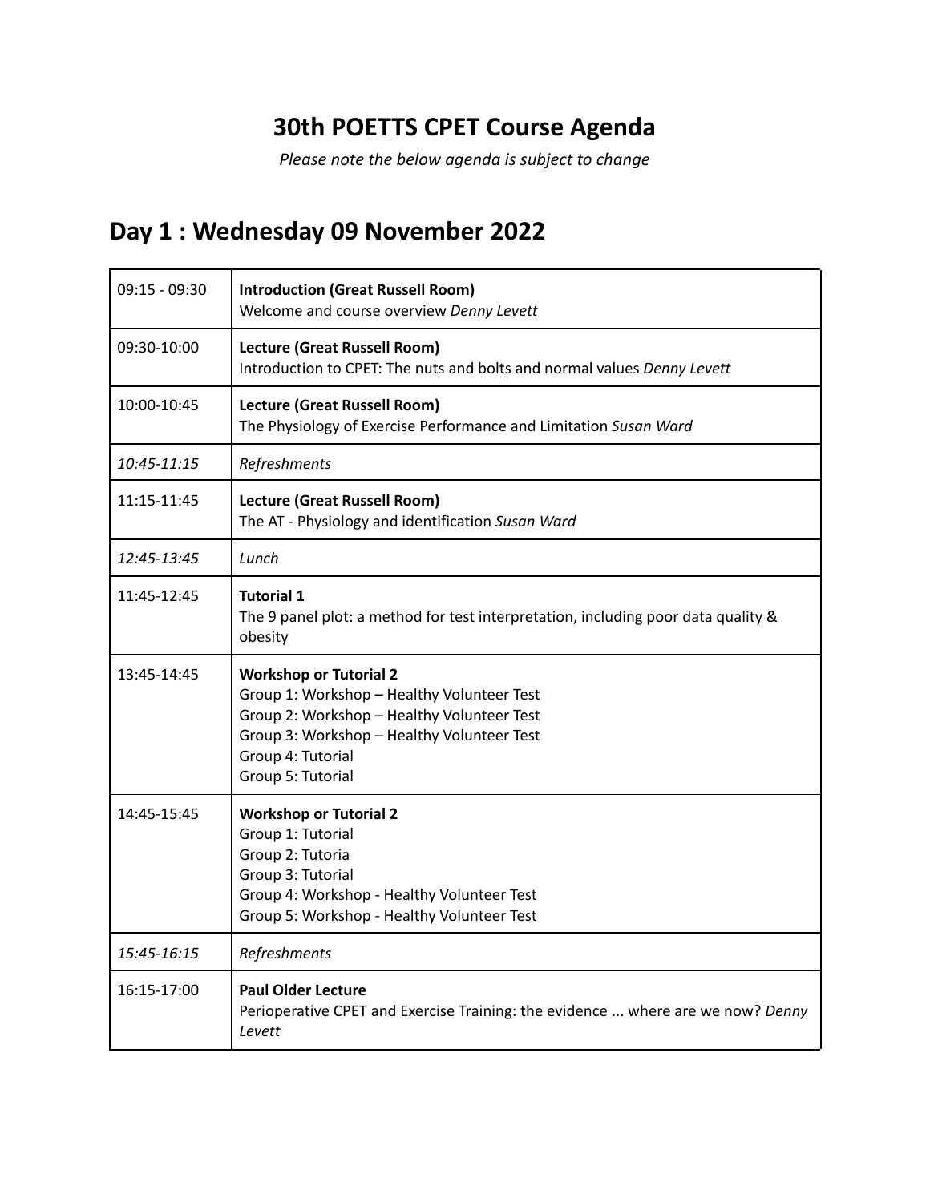# 30th POETTS CPET Course Agenda

*Please note the below agenda is subject to change*

## Day 1 : Wednesday 09 November 2022

| | |
|---|---|
| 09:15 - 09:30 | **Introduction (Great Russell Room)**<br>Welcome and course overview *Denny Levett* |
| 09:30-10:00 | **Lecture (Great Russell Room)**<br>Introduction to CPET: The nuts and bolts and normal values *Denny Levett* |
| 10:00-10:45 | **Lecture (Great Russell Room)**<br>The Physiology of Exercise Performance and Limitation *Susan Ward* |
| *10:45-11:15* | *Refreshments* |
| 11:15-11:45 | **Lecture (Great Russell Room)**<br>The AT - Physiology and identification *Susan Ward* |
| *12:45-13:45* | *Lunch* |
| 11:45-12:45 | **Tutorial 1**<br>The 9 panel plot: a method for test interpretation, including poor data quality & obesity |
| 13:45-14:45 | **Workshop or Tutorial 2**<br>Group 1: Workshop – Healthy Volunteer Test<br>Group 2: Workshop – Healthy Volunteer Test<br>Group 3: Workshop – Healthy Volunteer Test<br>Group 4: Tutorial<br>Group 5: Tutorial |
| 14:45-15:45 | **Workshop or Tutorial 2**<br>Group 1: Tutorial<br>Group 2: Tutoria<br>Group 3: Tutorial<br>Group 4: Workshop - Healthy Volunteer Test<br>Group 5: Workshop - Healthy Volunteer Test |
| *15:45-16:15* | *Refreshments* |
| 16:15-17:00 | **Paul Older Lecture**<br>Perioperative CPET and Exercise Training: the evidence ... where are we now? *Denny Levett* |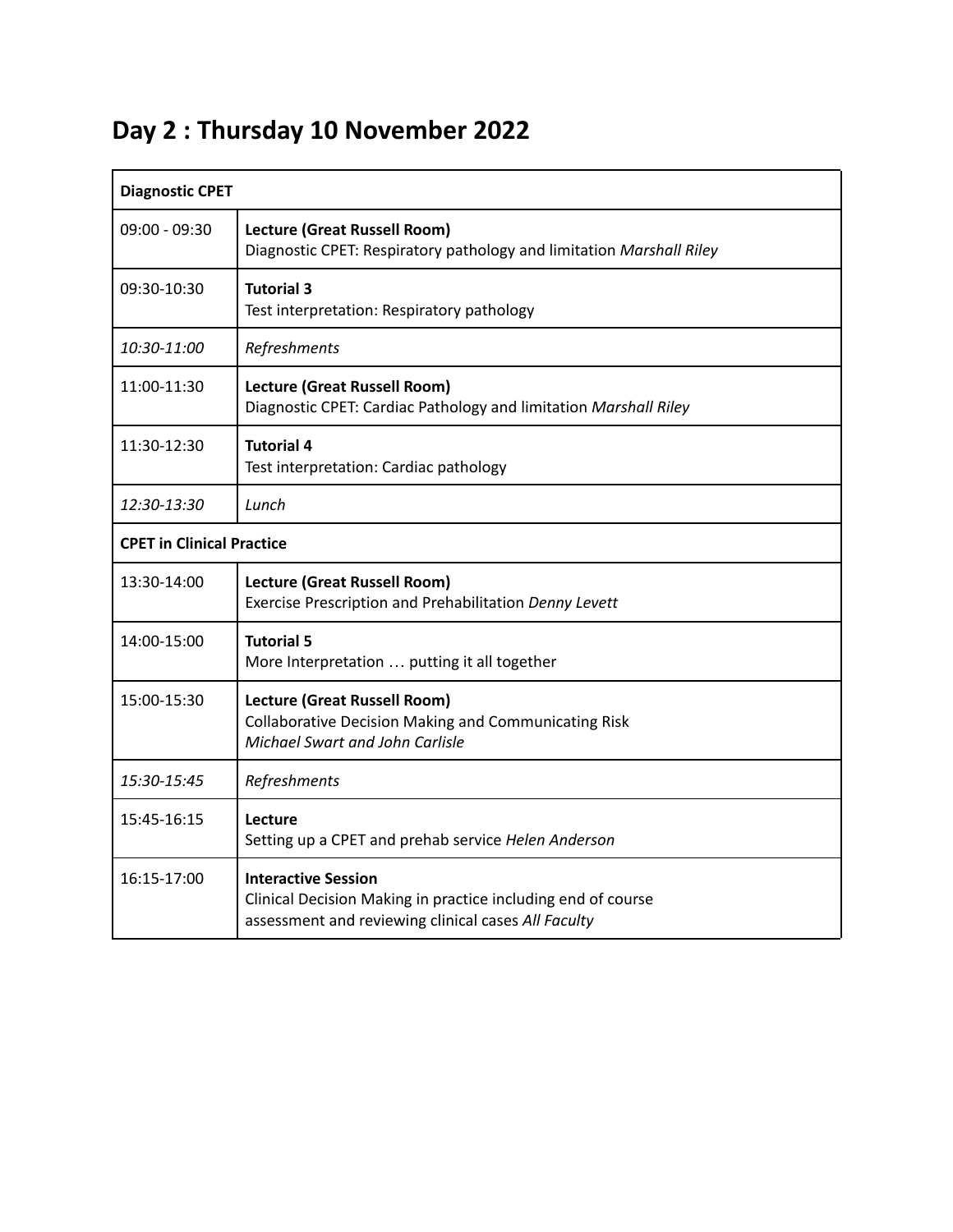# Day 2 : Thursday 10 November 2022

| | |
|---|---|
| **Diagnostic CPET** | |
| 09:00 - 09:30 | **Lecture (Great Russell Room)**<br>Diagnostic CPET: Respiratory pathology and limitation *Marshall Riley* |
| 09:30-10:30 | **Tutorial 3**<br>Test interpretation: Respiratory pathology |
| *10:30-11:00* | *Refreshments* |
| 11:00-11:30 | **Lecture (Great Russell Room)**<br>Diagnostic CPET: Cardiac Pathology and limitation *Marshall Riley* |
| 11:30-12:30 | **Tutorial 4**<br>Test interpretation: Cardiac pathology |
| *12:30-13:30* | *Lunch* |
| **CPET in Clinical Practice** | |
| 13:30-14:00 | **Lecture (Great Russell Room)**<br>Exercise Prescription and Prehabilitation *Denny Levett* |
| 14:00-15:00 | **Tutorial 5**<br>More Interpretation … putting it all together |
| 15:00-15:30 | **Lecture (Great Russell Room)**<br>Collaborative Decision Making and Communicating Risk<br>*Michael Swart and John Carlisle* |
| *15:30-15:45* | *Refreshments* |
| 15:45-16:15 | **Lecture**<br>Setting up a CPET and prehab service *Helen Anderson* |
| 16:15-17:00 | **Interactive Session**<br>Clinical Decision Making in practice including end of course assessment and reviewing clinical cases *All Faculty* |